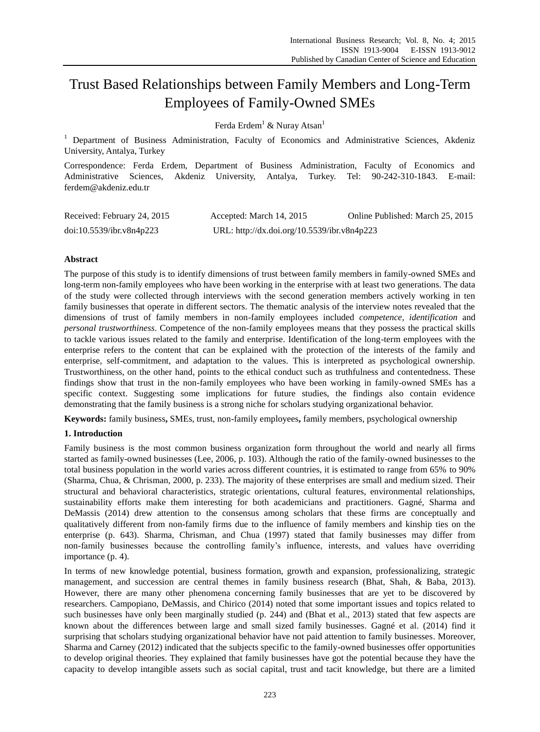# Trust Based Relationships between Family Members and Long-Term Employees of Family-Owned SMEs

Ferda Erdem[1] & Nuray Atsan[1]

[1] Department of Business Administration, Faculty of Economics and Administrative Sciences, Akdeniz University, Antalya, Turkey

Correspondence: Ferda Erdem, Department of Business Administration, Faculty of Economics and Administrative Sciences, Akdeniz University, Antalya, Turkey. Tel: 90-242-310-1843. E-mail: ferdem@akdeniz.edu.tr

Received: February 24, 2015 Accepted: March 14, 2015 Online Published: March 25, 2015

doi:10.5539/ibr.v8n4p223 URL: http://dx.doi.org/10.5539/ibr.v8n4p223

## Abstract

The purpose of this study is to identify dimensions of trust between family members in family-owned SMEs and long-term non-family employees who have been working in the enterprise with at least two generations. The data of the study were collected through interviews with the second generation members actively working in ten family businesses that operate in different sectors. The thematic analysis of the interview notes revealed that the dimensions of trust of family members in non-family employees included *competence, identification* and *personal trustworthiness*. Competence of the non-family employees means that they possess the practical skills to tackle various issues related to the family and enterprise. Identification of the long-term employees with the enterprise refers to the content that can be explained with the protection of the interests of the family and enterprise, self-commitment, and adaptation to the values. This is interpreted as psychological ownership. Trustworthiness, on the other hand, points to the ethical conduct such as truthfulness and contentedness. These findings show that trust in the non-family employees who have been working in family-owned SMEs has a specific context. Suggesting some implications for future studies, the findings also contain evidence demonstrating that the family business is a strong niche for scholars studying organizational behavior.

**Keywords:** family business**,** SMEs, trust, non-family employees**,** family members, psychological ownership

## 1. Introduction

Family business is the most common business organization form throughout the world and nearly all firms started as family-owned businesses (Lee, 2006, p. 103). Although the ratio of the family-owned businesses to the total business population in the world varies across different countries, it is estimated to range from 65% to 90% (Sharma, Chua, & Chrisman, 2000, p. 233). The majority of these enterprises are small and medium sized. Their structural and behavioral characteristics, strategic orientations, cultural features, environmental relationships, sustainability efforts make them interesting for both academicians and practitioners. Gagné, Sharma and DeMassis (2014) drew attention to the consensus among scholars that these firms are conceptually and qualitatively different from non-family firms due to the influence of family members and kinship ties on the enterprise (p. 643). Sharma, Chrisman, and Chua (1997) stated that family businesses may differ from non-family businesses because the controlling family's influence, interests, and values have overriding importance (p. 4).

In terms of new knowledge potential, business formation, growth and expansion, professionalizing, strategic management, and succession are central themes in family business research (Bhat, Shah, & Baba, 2013). However, there are many other phenomena concerning family businesses that are yet to be discovered by researchers. Campopiano, DeMassis, and Chirico (2014) noted that some important issues and topics related to such businesses have only been marginally studied (p. 244) and (Bhat et al., 2013) stated that few aspects are known about the differences between large and small sized family businesses. Gagné et al. (2014) find it surprising that scholars studying organizational behavior have not paid attention to family businesses. Moreover, Sharma and Carney (2012) indicated that the subjects specific to the family-owned businesses offer opportunities to develop original theories. They explained that family businesses have got the potential because they have the capacity to develop intangible assets such as social capital, trust and tacit knowledge, but there are a limited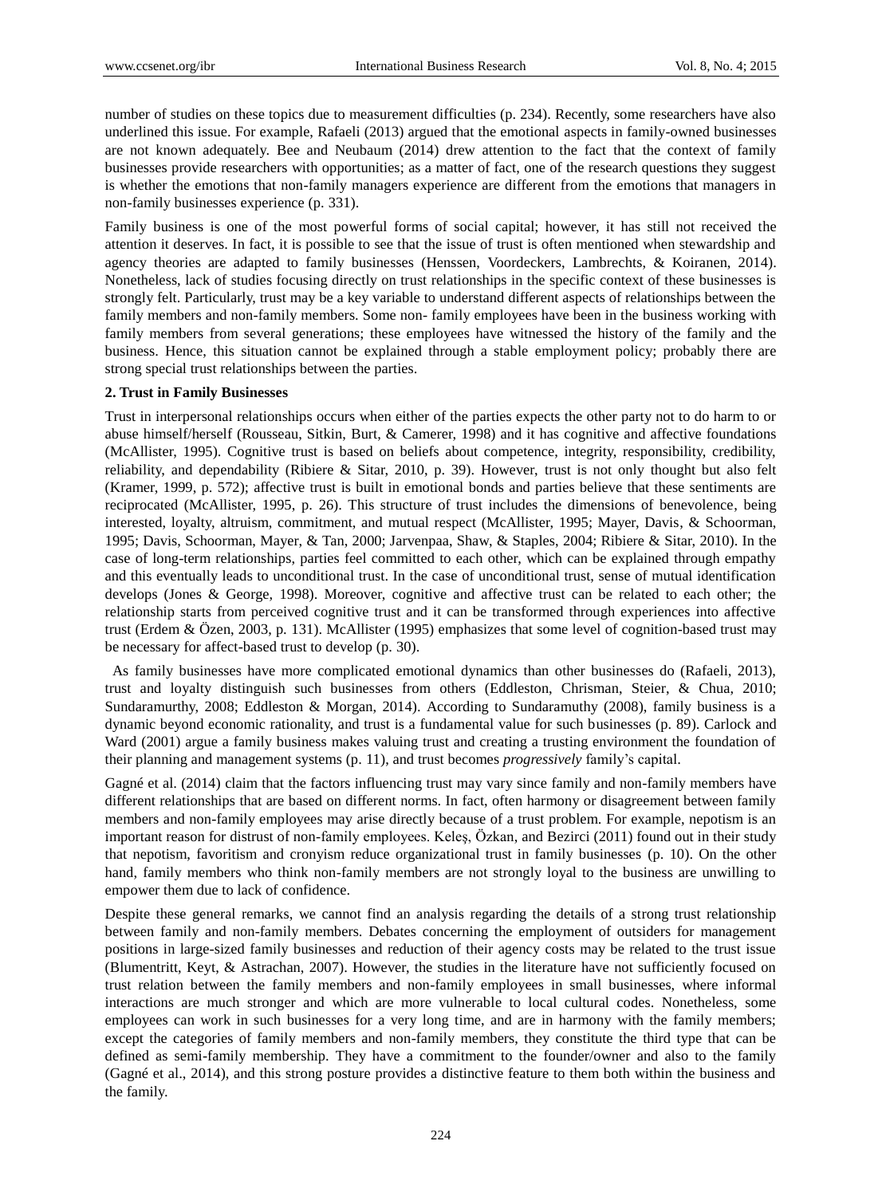number of studies on these topics due to measurement difficulties (p. 234). Recently, some researchers have also underlined this issue. For example, Rafaeli (2013) argued that the emotional aspects in family-owned businesses are not known adequately. Bee and Neubaum (2014) drew attention to the fact that the context of family businesses provide researchers with opportunities; as a matter of fact, one of the research questions they suggest is whether the emotions that non-family managers experience are different from the emotions that managers in non-family businesses experience (p. 331).

Family business is one of the most powerful forms of social capital; however, it has still not received the attention it deserves. In fact, it is possible to see that the issue of trust is often mentioned when stewardship and agency theories are adapted to family businesses (Henssen, Voordeckers, Lambrechts, & Koiranen, 2014). Nonetheless, lack of studies focusing directly on trust relationships in the specific context of these businesses is strongly felt. Particularly, trust may be a key variable to understand different aspects of relationships between the family members and non-family members. Some non- family employees have been in the business working with family members from several generations; these employees have witnessed the history of the family and the business. Hence, this situation cannot be explained through a stable employment policy; probably there are strong special trust relationships between the parties.

## 2. Trust in Family Businesses

Trust in interpersonal relationships occurs when either of the parties expects the other party not to do harm to or abuse himself/herself (Rousseau, Sitkin, Burt, & Camerer, 1998) and it has cognitive and affective foundations (McAllister, 1995). Cognitive trust is based on beliefs about competence, integrity, responsibility, credibility, reliability, and dependability (Ribiere & Sitar, 2010, p. 39). However, trust is not only thought but also felt (Kramer, 1999, p. 572); affective trust is built in emotional bonds and parties believe that these sentiments are reciprocated (McAllister, 1995, p. 26). This structure of trust includes the dimensions of benevolence, being interested, loyalty, altruism, commitment, and mutual respect (McAllister, 1995; Mayer, Davis, & Schoorman, 1995; Davis, Schoorman, Mayer, & Tan, 2000; Jarvenpaa, Shaw, & Staples, 2004; Ribiere & Sitar, 2010). In the case of long-term relationships, parties feel committed to each other, which can be explained through empathy and this eventually leads to unconditional trust. In the case of unconditional trust, sense of mutual identification develops (Jones & George, 1998). Moreover, cognitive and affective trust can be related to each other; the relationship starts from perceived cognitive trust and it can be transformed through experiences into affective trust (Erdem & Özen, 2003, p. 131). McAllister (1995) emphasizes that some level of cognition-based trust may be necessary for affect-based trust to develop (p. 30).

As family businesses have more complicated emotional dynamics than other businesses do (Rafaeli, 2013), trust and loyalty distinguish such businesses from others (Eddleston, Chrisman, Steier, & Chua, 2010; Sundaramurthy, 2008; Eddleston & Morgan, 2014). According to Sundaramuthy (2008), family business is a dynamic beyond economic rationality, and trust is a fundamental value for such businesses (p. 89). Carlock and Ward (2001) argue a family business makes valuing trust and creating a trusting environment the foundation of their planning and management systems (p. 11), and trust becomes *progressively* family's capital.

Gagné et al. (2014) claim that the factors influencing trust may vary since family and non-family members have different relationships that are based on different norms. In fact, often harmony or disagreement between family members and non-family employees may arise directly because of a trust problem. For example, nepotism is an important reason for distrust of non-family employees. Keleş, Özkan, and Bezirci (2011) found out in their study that nepotism, favoritism and cronyism reduce organizational trust in family businesses (p. 10). On the other hand, family members who think non-family members are not strongly loyal to the business are unwilling to empower them due to lack of confidence.

Despite these general remarks, we cannot find an analysis regarding the details of a strong trust relationship between family and non-family members. Debates concerning the employment of outsiders for management positions in large-sized family businesses and reduction of their agency costs may be related to the trust issue (Blumentritt, Keyt, & Astrachan, 2007). However, the studies in the literature have not sufficiently focused on trust relation between the family members and non-family employees in small businesses, where informal interactions are much stronger and which are more vulnerable to local cultural codes. Nonetheless, some employees can work in such businesses for a very long time, and are in harmony with the family members; except the categories of family members and non-family members, they constitute the third type that can be defined as semi-family membership. They have a commitment to the founder/owner and also to the family (Gagné et al., 2014), and this strong posture provides a distinctive feature to them both within the business and the family.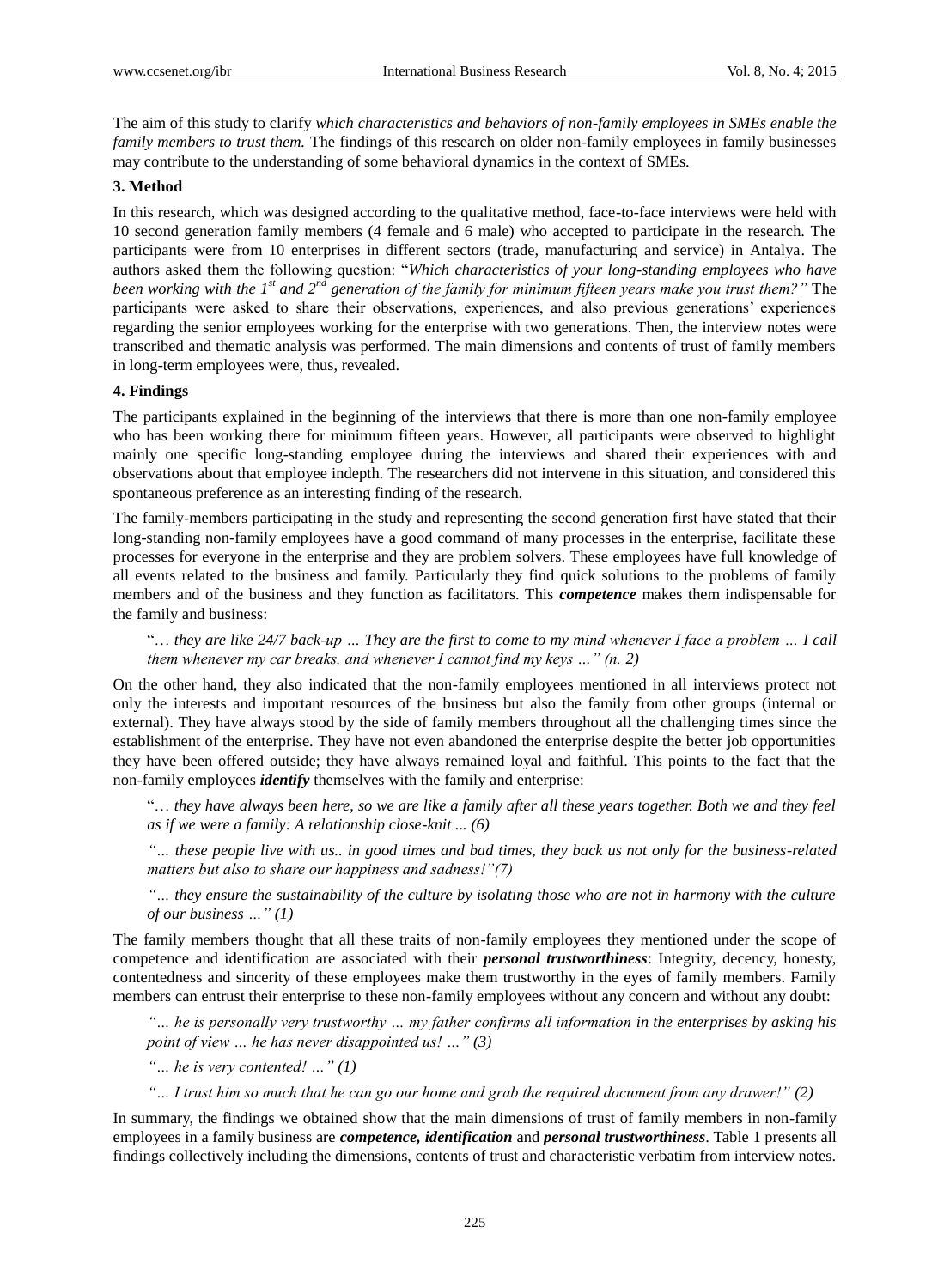The aim of this study to clarify *which characteristics and behaviors of non-family employees in SMEs enable the family members to trust them.* The findings of this research on older non-family employees in family businesses may contribute to the understanding of some behavioral dynamics in the context of SMEs.

## 3. Method

In this research, which was designed according to the qualitative method, face-to-face interviews were held with 10 second generation family members (4 female and 6 male) who accepted to participate in the research. The participants were from 10 enterprises in different sectors (trade, manufacturing and service) in Antalya. The authors asked them the following question: "*Which characteristics of your long-standing employees who have been working with the 1st and 2nd generation of the family for minimum fifteen years make you trust them?*" The participants were asked to share their observations, experiences, and also previous generations' experiences regarding the senior employees working for the enterprise with two generations. Then, the interview notes were transcribed and thematic analysis was performed. The main dimensions and contents of trust of family members in long-term employees were, thus, revealed.

## 4. Findings

The participants explained in the beginning of the interviews that there is more than one non-family employee who has been working there for minimum fifteen years. However, all participants were observed to highlight mainly one specific long-standing employee during the interviews and shared their experiences with and observations about that employee indepth. The researchers did not intervene in this situation, and considered this spontaneous preference as an interesting finding of the research.

The family-members participating in the study and representing the second generation first have stated that their long-standing non-family employees have a good command of many processes in the enterprise, facilitate these processes for everyone in the enterprise and they are problem solvers. These employees have full knowledge of all events related to the business and family. Particularly they find quick solutions to the problems of family members and of the business and they function as facilitators. This ***competence*** makes them indispensable for the family and business:

> "*… they are like 24/7 back-up … They are the first to come to my mind whenever I face a problem … I call them whenever my car breaks, and whenever I cannot find my keys …" (n. 2)*

On the other hand, they also indicated that the non-family employees mentioned in all interviews protect not only the interests and important resources of the business but also the family from other groups (internal or external). They have always stood by the side of family members throughout all the challenging times since the establishment of the enterprise. They have not even abandoned the enterprise despite the better job opportunities they have been offered outside; they have always remained loyal and faithful. This points to the fact that the non-family employees ***identify*** themselves with the family and enterprise:

> "*… they have always been here, so we are like a family after all these years together. Both we and they feel as if we were a family: A relationship close-knit ... (6)*
>
> *"… these people live with us.. in good times and bad times, they back us not only for the business-related matters but also to share our happiness and sadness!"(7)*
>
> *"… they ensure the sustainability of the culture by isolating those who are not in harmony with the culture of our business …" (1)*

The family members thought that all these traits of non-family employees they mentioned under the scope of competence and identification are associated with their ***personal trustworthiness***: Integrity, decency, honesty, contentedness and sincerity of these employees make them trustworthy in the eyes of family members. Family members can entrust their enterprise to these non-family employees without any concern and without any doubt:

> *"… he is personally very trustworthy … my father confirms all information in the enterprises by asking his point of view … he has never disappointed us! …" (3)*
>
> *"… he is very contented! …" (1)*
>
> *"… I trust him so much that he can go our home and grab the required document from any drawer!" (2)*

In summary, the findings we obtained show that the main dimensions of trust of family members in non-family employees in a family business are ***competence, identification*** and ***personal trustworthiness***. Table 1 presents all findings collectively including the dimensions, contents of trust and characteristic verbatim from interview notes.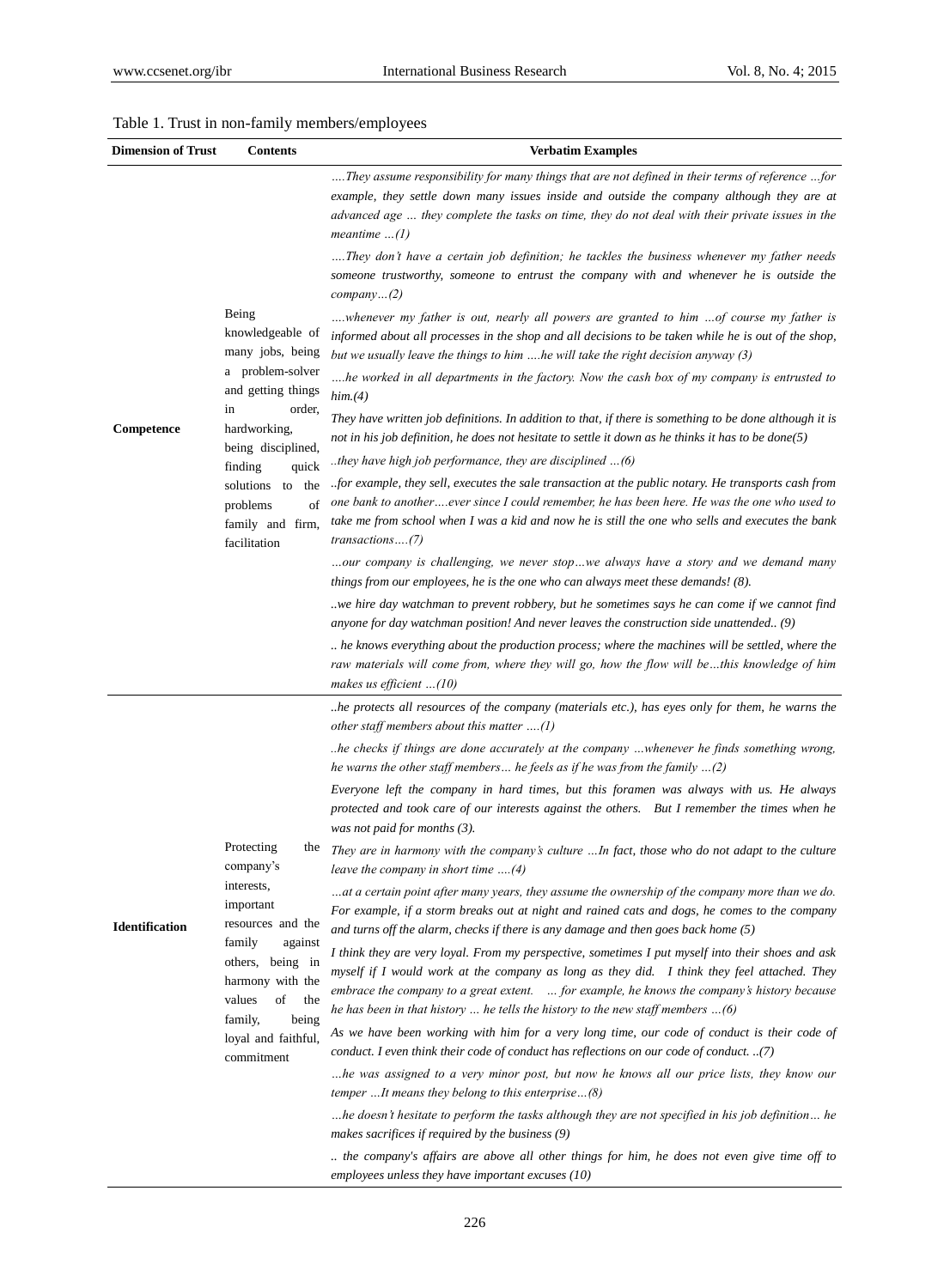Table 1. Trust in non-family members/employees

| Dimension of Trust | Contents | Verbatim Examples |
|---|---|---|
| Competence | Being knowledgeable of many jobs, being a problem-solver and getting things in order, hardworking, being disciplined, finding quick solutions to the problems of family and firm, facilitation | *….They assume responsibility for many things that are not defined in their terms of reference …for example, they settle down many issues inside and outside the company although they are at advanced age … they complete the tasks on time, they do not deal with their private issues in the meantime …(1)* |
| | | *….They don't have a certain job definition; he tackles the business whenever my father needs someone trustworthy, someone to entrust the company with and whenever he is outside the company…(2)* |
| | | *….whenever my father is out, nearly all powers are granted to him …of course my father is informed about all processes in the shop and all decisions to be taken while he is out of the shop, but we usually leave the things to him ….he will take the right decision anyway (3)* |
| | | *….he worked in all departments in the factory. Now the cash box of my company is entrusted to him.(4)* |
| | | *They have written job definitions. In addition to that, if there is something to be done although it is not in his job definition, he does not hesitate to settle it down as he thinks it has to be done(5)* |
| | | *..they have high job performance, they are disciplined …(6)* |
| | | *..for example, they sell, executes the sale transaction at the public notary. He transports cash from one bank to another….ever since I could remember, he has been here. He was the one who used to take me from school when I was a kid and now he is still the one who sells and executes the bank transactions….(7)* |
| | | *…our company is challenging, we never stop…we always have a story and we demand many things from our employees, he is the one who can always meet these demands! (8).* |
| | | *..we hire day watchman to prevent robbery, but he sometimes says he can come if we cannot find anyone for day watchman position! And never leaves the construction side unattended.. (9)* |
| | | *.. he knows everything about the production process; where the machines will be settled, where the raw materials will come from, where they will go, how the flow will be…this knowledge of him makes us efficient …(10)* |
| Identification | Protecting the company's interests, important resources and the family against others, being in harmony with the values of the family, being loyal and faithful, commitment | *..he protects all resources of the company (materials etc.), has eyes only for them, he warns the other staff members about this matter ….(1)* |
| | | *..he checks if things are done accurately at the company …whenever he finds something wrong, he warns the other staff members… he feels as if he was from the family …(2)* |
| | | *Everyone left the company in hard times, but this foramen was always with us. He always protected and took care of our interests against the others. But I remember the times when he was not paid for months (3).* |
| | | *They are in harmony with the company's culture …In fact, those who do not adapt to the culture leave the company in short time ….(4)* |
| | | *…at a certain point after many years, they assume the ownership of the company more than we do. For example, if a storm breaks out at night and rained cats and dogs, he comes to the company and turns off the alarm, checks if there is any damage and then goes back home (5)* |
| | | *I think they are very loyal. From my perspective, sometimes I put myself into their shoes and ask myself if I would work at the company as long as they did. I think they feel attached. They embrace the company to a great extent. … for example, he knows the company's history because he has been in that history … he tells the history to the new staff members …(6)* |
| | | *As we have been working with him for a very long time, our code of conduct is their code of conduct. I even think their code of conduct has reflections on our code of conduct. ..(7)* |
| | | *…he was assigned to a very minor post, but now he knows all our price lists, they know our temper …It means they belong to this enterprise…(8)* |
| | | *…he doesn't hesitate to perform the tasks although they are not specified in his job definition… he makes sacrifices if required by the business (9)* |
| | | *.. the company's affairs are above all other things for him, he does not even give time off to employees unless they have important excuses (10)* |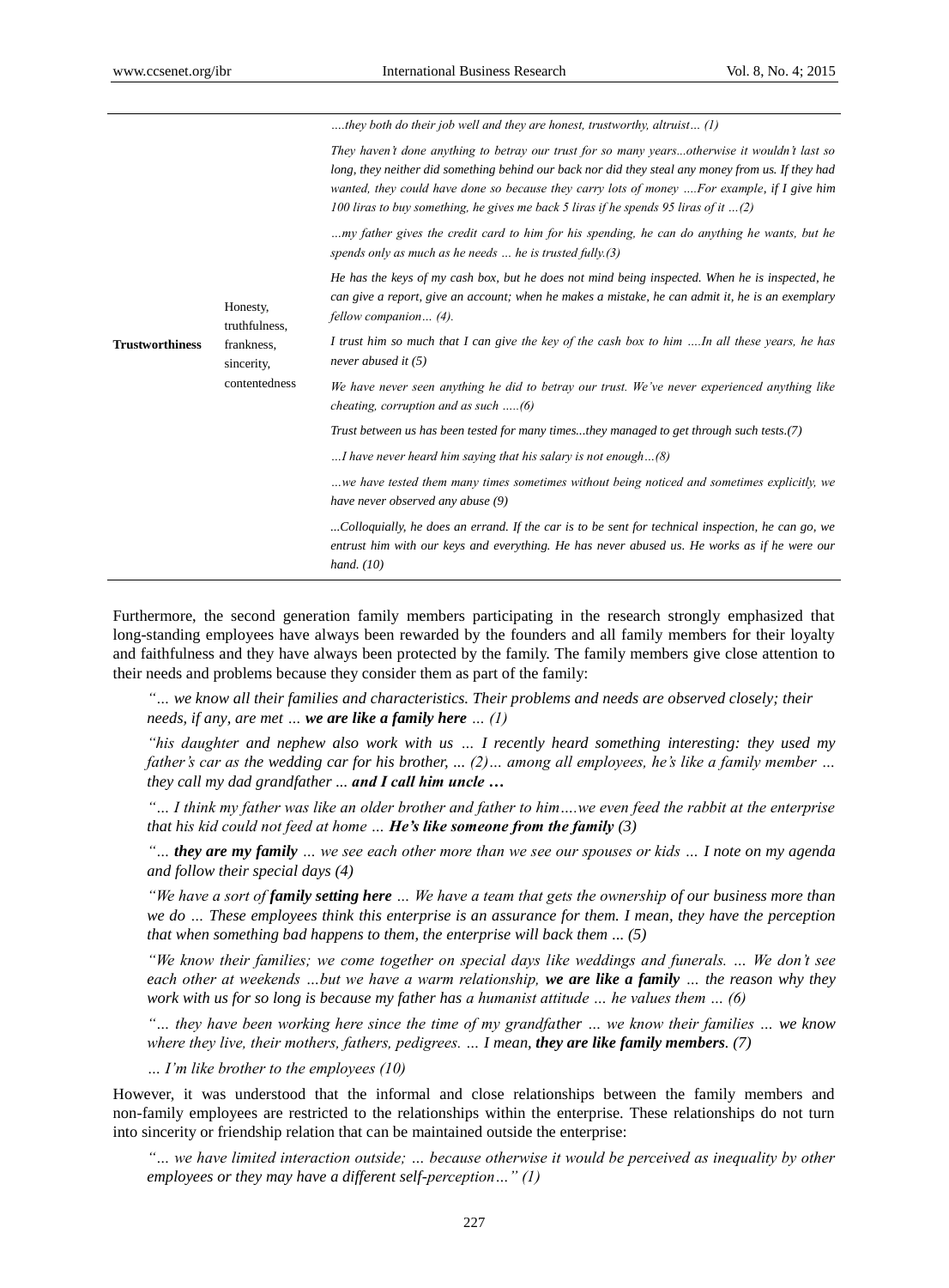| | | |
|---|---|---|
| **Trustworthiness** | Honesty, truthfulness, frankness, sincerity, contentedness | *….they both do their job well and they are honest, trustworthy, altruist… (1)* |
| | | *They haven't done anything to betray our trust for so many years...otherwise it wouldn't last so long, they neither did something behind our back nor did they steal any money from us. If they had wanted, they could have done so because they carry lots of money ….For example, if I give him 100 liras to buy something, he gives me back 5 liras if he spends 95 liras of it …(2)* |
| | | *…my father gives the credit card to him for his spending, he can do anything he wants, but he spends only as much as he needs … he is trusted fully.(3)* |
| | | *He has the keys of my cash box, but he does not mind being inspected. When he is inspected, he can give a report, give an account; when he makes a mistake, he can admit it, he is an exemplary fellow companion… (4).* |
| | | *I trust him so much that I can give the key of the cash box to him ….In all these years, he has never abused it (5)* |
| | | *We have never seen anything he did to betray our trust. We've never experienced anything like cheating, corruption and as such …..(6)* |
| | | *Trust between us has been tested for many times...they managed to get through such tests.(7)* |
| | | *…I have never heard him saying that his salary is not enough…(8)* |
| | | *…we have tested them many times sometimes without being noticed and sometimes explicitly, we have never observed any abuse (9)* |
| | | *...Colloquially, he does an errand. If the car is to be sent for technical inspection, he can go, we entrust him with our keys and everything. He has never abused us. He works as if he were our hand. (10)* |

Furthermore, the second generation family members participating in the research strongly emphasized that long-standing employees have always been rewarded by the founders and all family members for their loyalty and faithfulness and they have always been protected by the family. The family members give close attention to their needs and problems because they consider them as part of the family:

> *"… we know all their families and characteristics. Their problems and needs are observed closely; their needs, if any, are met … **we are like a family here** … (1)*
>
> *"his daughter and nephew also work with us … I recently heard something interesting: they used my father's car as the wedding car for his brother, ... (2)… among all employees, he's like a family member … they call my dad grandfather ... **and I call him uncle …***
>
> *"… I think my father was like an older brother and father to him….we even feed the rabbit at the enterprise that his kid could not feed at home … **He's like someone from the family** (3)*
>
> *"… **they are my family** … we see each other more than we see our spouses or kids … I note on my agenda and follow their special days (4)*
>
> *"We have a sort of **family setting here** … We have a team that gets the ownership of our business more than we do … These employees think this enterprise is an assurance for them. I mean, they have the perception that when something bad happens to them, the enterprise will back them ... (5)*
>
> *"We know their families; we come together on special days like weddings and funerals. … We don't see each other at weekends …but we have a warm relationship, **we are like a family** … the reason why they work with us for so long is because my father has a humanist attitude … he values them … (6)*
>
> *"… they have been working here since the time of my grandfather … we know their families … we know where they live, their mothers, fathers, pedigrees. … I mean, **they are like family members**. (7)*
>
> *… I'm like brother to the employees (10)*

However, it was understood that the informal and close relationships between the family members and non-family employees are restricted to the relationships within the enterprise. These relationships do not turn into sincerity or friendship relation that can be maintained outside the enterprise:

> *"… we have limited interaction outside; … because otherwise it would be perceived as inequality by other employees or they may have a different self-perception…" (1)*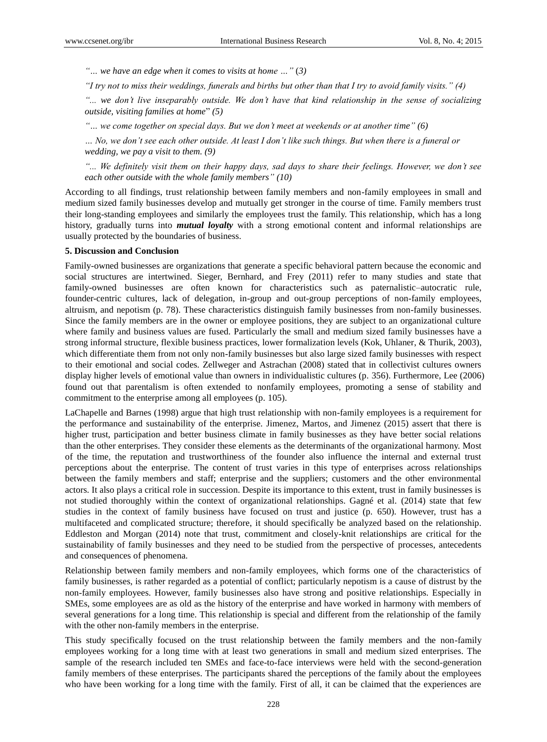*"… we have an edge when it comes to visits at home …"* (*3*)

*"I try not to miss their weddings, funerals and births but other than that I try to avoid family visits." (4)*

*"... we don't live inseparably outside. We don't have that kind relationship in the sense of socializing outside, visiting families at home*" *(5)*

*"… we come together on special days. But we don't meet at weekends or at another time" (6)*

*… No, we don't see each other outside. At least I don't like such things. But when there is a funeral or wedding, we pay a visit to them. (9)*

*"... We definitely visit them on their happy days, sad days to share their feelings. However, we don't see each other outside with the whole family members" (10)*

According to all findings, trust relationship between family members and non-family employees in small and medium sized family businesses develop and mutually get stronger in the course of time. Family members trust their long-standing employees and similarly the employees trust the family. This relationship, which has a long history, gradually turns into ***mutual loyalty*** with a strong emotional content and informal relationships are usually protected by the boundaries of business.

## 5. Discussion and Conclusion

Family-owned businesses are organizations that generate a specific behavioral pattern because the economic and social structures are intertwined. Sieger, Bernhard, and Frey (2011) refer to many studies and state that family-owned businesses are often known for characteristics such as paternalistic–autocratic rule, founder-centric cultures, lack of delegation, in-group and out-group perceptions of non-family employees, altruism, and nepotism (p. 78). These characteristics distinguish family businesses from non-family businesses. Since the family members are in the owner or employee positions, they are subject to an organizational culture where family and business values are fused. Particularly the small and medium sized family businesses have a strong informal structure, flexible business practices, lower formalization levels (Kok, Uhlaner, & Thurik, 2003), which differentiate them from not only non-family businesses but also large sized family businesses with respect to their emotional and social codes. Zellweger and Astrachan (2008) stated that in collectivist cultures owners display higher levels of emotional value than owners in individualistic cultures (p. 356). Furthermore, Lee (2006) found out that parentalism is often extended to nonfamily employees, promoting a sense of stability and commitment to the enterprise among all employees (p. 105).

LaChapelle and Barnes (1998) argue that high trust relationship with non-family employees is a requirement for the performance and sustainability of the enterprise. Jimenez, Martos, and Jimenez (2015) assert that there is higher trust, participation and better business climate in family businesses as they have better social relations than the other enterprises. They consider these elements as the determinants of the organizational harmony. Most of the time, the reputation and trustworthiness of the founder also influence the internal and external trust perceptions about the enterprise. The content of trust varies in this type of enterprises across relationships between the family members and staff; enterprise and the suppliers; customers and the other environmental actors. It also plays a critical role in succession. Despite its importance to this extent, trust in family businesses is not studied thoroughly within the context of organizational relationships. Gagné et al. (2014) state that few studies in the context of family business have focused on trust and justice (p. 650). However, trust has a multifaceted and complicated structure; therefore, it should specifically be analyzed based on the relationship. Eddleston and Morgan (2014) note that trust, commitment and closely-knit relationships are critical for the sustainability of family businesses and they need to be studied from the perspective of processes, antecedents and consequences of phenomena.

Relationship between family members and non-family employees, which forms one of the characteristics of family businesses, is rather regarded as a potential of conflict; particularly nepotism is a cause of distrust by the non-family employees. However, family businesses also have strong and positive relationships. Especially in SMEs, some employees are as old as the history of the enterprise and have worked in harmony with members of several generations for a long time. This relationship is special and different from the relationship of the family with the other non-family members in the enterprise.

This study specifically focused on the trust relationship between the family members and the non-family employees working for a long time with at least two generations in small and medium sized enterprises. The sample of the research included ten SMEs and face-to-face interviews were held with the second-generation family members of these enterprises. The participants shared the perceptions of the family about the employees who have been working for a long time with the family. First of all, it can be claimed that the experiences are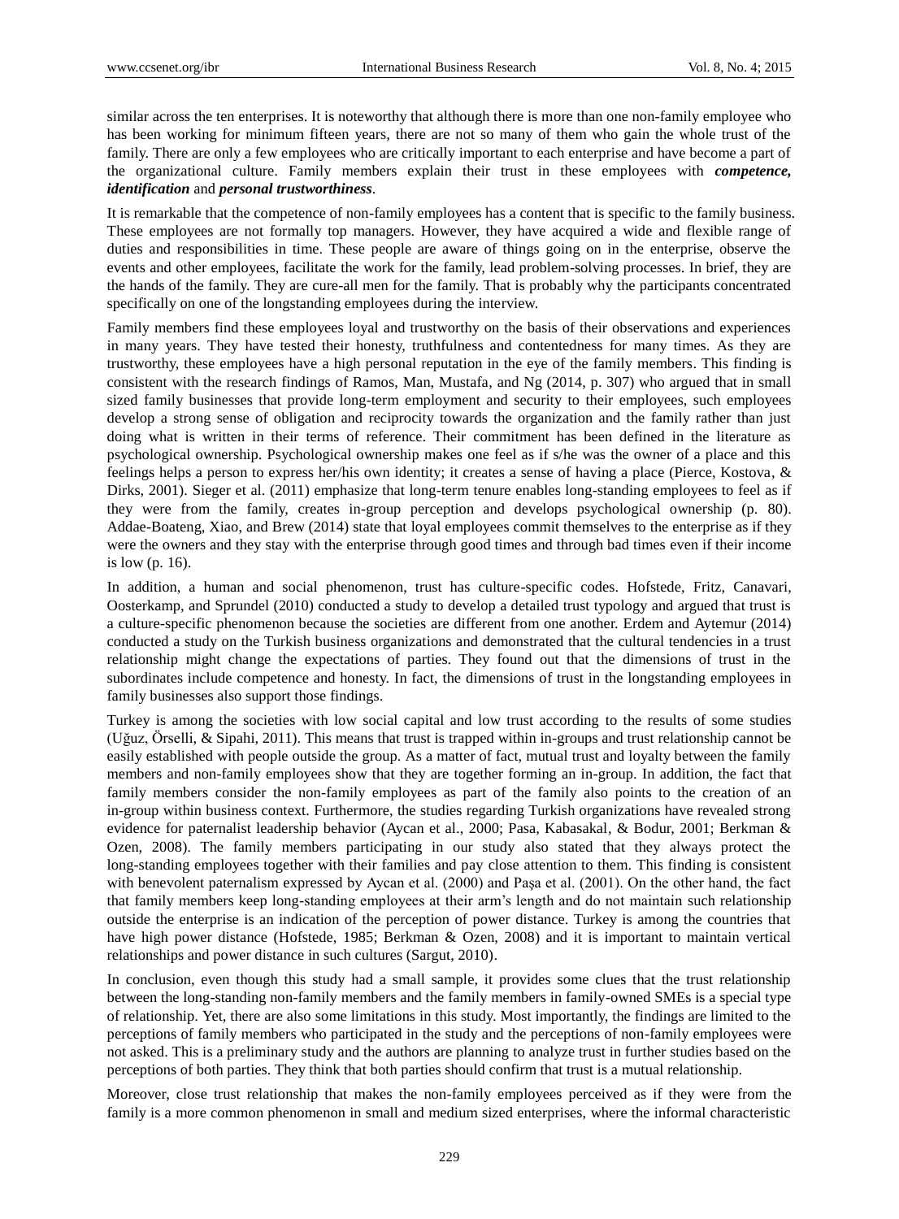similar across the ten enterprises. It is noteworthy that although there is more than one non-family employee who has been working for minimum fifteen years, there are not so many of them who gain the whole trust of the family. There are only a few employees who are critically important to each enterprise and have become a part of the organizational culture. Family members explain their trust in these employees with ***competence, identification*** and ***personal trustworthiness***.

It is remarkable that the competence of non-family employees has a content that is specific to the family business. These employees are not formally top managers. However, they have acquired a wide and flexible range of duties and responsibilities in time. These people are aware of things going on in the enterprise, observe the events and other employees, facilitate the work for the family, lead problem-solving processes. In brief, they are the hands of the family. They are cure-all men for the family. That is probably why the participants concentrated specifically on one of the longstanding employees during the interview.

Family members find these employees loyal and trustworthy on the basis of their observations and experiences in many years. They have tested their honesty, truthfulness and contentedness for many times. As they are trustworthy, these employees have a high personal reputation in the eye of the family members. This finding is consistent with the research findings of Ramos, Man, Mustafa, and Ng (2014, p. 307) who argued that in small sized family businesses that provide long-term employment and security to their employees, such employees develop a strong sense of obligation and reciprocity towards the organization and the family rather than just doing what is written in their terms of reference. Their commitment has been defined in the literature as psychological ownership. Psychological ownership makes one feel as if s/he was the owner of a place and this feelings helps a person to express her/his own identity; it creates a sense of having a place (Pierce, Kostova, & Dirks, 2001). Sieger et al. (2011) emphasize that long-term tenure enables long-standing employees to feel as if they were from the family, creates in-group perception and develops psychological ownership (p. 80). Addae-Boateng, Xiao, and Brew (2014) state that loyal employees commit themselves to the enterprise as if they were the owners and they stay with the enterprise through good times and through bad times even if their income is low (p. 16).

In addition, a human and social phenomenon, trust has culture-specific codes. Hofstede, Fritz, Canavari, Oosterkamp, and Sprundel (2010) conducted a study to develop a detailed trust typology and argued that trust is a culture-specific phenomenon because the societies are different from one another. Erdem and Aytemur (2014) conducted a study on the Turkish business organizations and demonstrated that the cultural tendencies in a trust relationship might change the expectations of parties. They found out that the dimensions of trust in the subordinates include competence and honesty. In fact, the dimensions of trust in the longstanding employees in family businesses also support those findings.

Turkey is among the societies with low social capital and low trust according to the results of some studies (Uğuz, Örselli, & Sipahi, 2011). This means that trust is trapped within in-groups and trust relationship cannot be easily established with people outside the group. As a matter of fact, mutual trust and loyalty between the family members and non-family employees show that they are together forming an in-group. In addition, the fact that family members consider the non-family employees as part of the family also points to the creation of an in-group within business context. Furthermore, the studies regarding Turkish organizations have revealed strong evidence for paternalist leadership behavior (Aycan et al., 2000; Pasa, Kabasakal, & Bodur, 2001; Berkman & Ozen, 2008). The family members participating in our study also stated that they always protect the long-standing employees together with their families and pay close attention to them. This finding is consistent with benevolent paternalism expressed by Aycan et al. (2000) and Paşa et al. (2001). On the other hand, the fact that family members keep long-standing employees at their arm's length and do not maintain such relationship outside the enterprise is an indication of the perception of power distance. Turkey is among the countries that have high power distance (Hofstede, 1985; Berkman & Ozen, 2008) and it is important to maintain vertical relationships and power distance in such cultures (Sargut, 2010).

In conclusion, even though this study had a small sample, it provides some clues that the trust relationship between the long-standing non-family members and the family members in family-owned SMEs is a special type of relationship. Yet, there are also some limitations in this study. Most importantly, the findings are limited to the perceptions of family members who participated in the study and the perceptions of non-family employees were not asked. This is a preliminary study and the authors are planning to analyze trust in further studies based on the perceptions of both parties. They think that both parties should confirm that trust is a mutual relationship.

Moreover, close trust relationship that makes the non-family employees perceived as if they were from the family is a more common phenomenon in small and medium sized enterprises, where the informal characteristic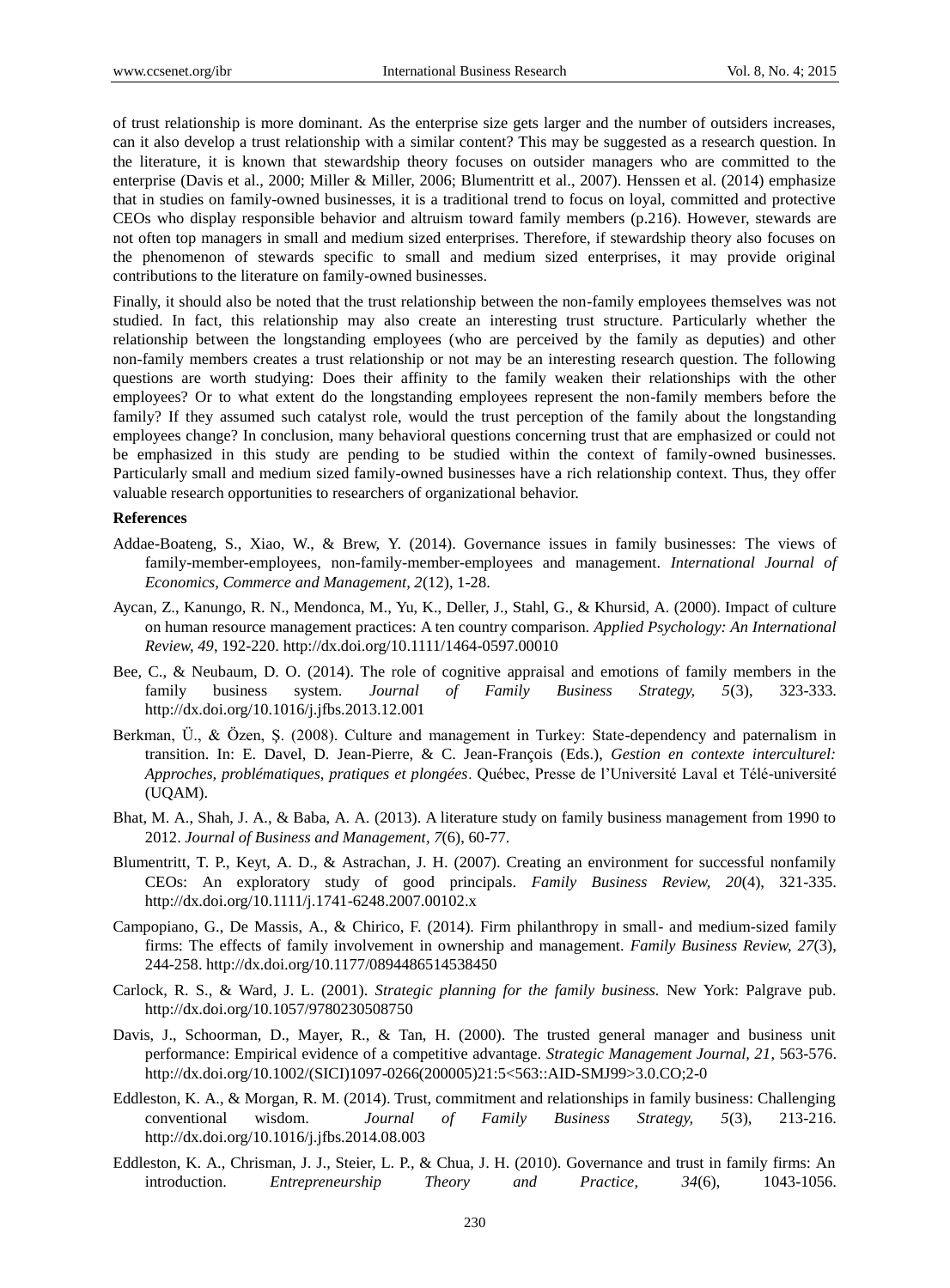of trust relationship is more dominant. As the enterprise size gets larger and the number of outsiders increases, can it also develop a trust relationship with a similar content? This may be suggested as a research question. In the literature, it is known that stewardship theory focuses on outsider managers who are committed to the enterprise (Davis et al., 2000; Miller & Miller, 2006; Blumentritt et al., 2007). Henssen et al. (2014) emphasize that in studies on family-owned businesses, it is a traditional trend to focus on loyal, committed and protective CEOs who display responsible behavior and altruism toward family members (p.216). However, stewards are not often top managers in small and medium sized enterprises. Therefore, if stewardship theory also focuses on the phenomenon of stewards specific to small and medium sized enterprises, it may provide original contributions to the literature on family-owned businesses.

Finally, it should also be noted that the trust relationship between the non-family employees themselves was not studied. In fact, this relationship may also create an interesting trust structure. Particularly whether the relationship between the longstanding employees (who are perceived by the family as deputies) and other non-family members creates a trust relationship or not may be an interesting research question. The following questions are worth studying: Does their affinity to the family weaken their relationships with the other employees? Or to what extent do the longstanding employees represent the non-family members before the family? If they assumed such catalyst role, would the trust perception of the family about the longstanding employees change? In conclusion, many behavioral questions concerning trust that are emphasized or could not be emphasized in this study are pending to be studied within the context of family-owned businesses. Particularly small and medium sized family-owned businesses have a rich relationship context. Thus, they offer valuable research opportunities to researchers of organizational behavior.

**References**

Addae-Boateng, S., Xiao, W., & Brew, Y. (2014). Governance issues in family businesses: The views of family-member-employees, non-family-member-employees and management. *International Journal of Economics, Commerce and Management, 2*(12), 1-28.

Aycan, Z., Kanungo, R. N., Mendonca, M., Yu, K., Deller, J., Stahl, G., & Khursid, A. (2000). Impact of culture on human resource management practices: A ten country comparison. *Applied Psychology: An International Review, 49*, 192-220. http://dx.doi.org/10.1111/1464-0597.00010

Bee, C., & Neubaum, D. O. (2014). The role of cognitive appraisal and emotions of family members in the family business system. *Journal of Family Business Strategy, 5*(3), 323-333. http://dx.doi.org/10.1016/j.jfbs.2013.12.001

Berkman, Ü., & Özen, Ş. (2008). Culture and management in Turkey: State-dependency and paternalism in transition. In: E. Davel, D. Jean-Pierre, & C. Jean-François (Eds.), *Gestion en contexte interculturel: Approches, problématiques, pratiques et plongées*. Québec, Presse de l'Université Laval et Télé-université (UQAM).

Bhat, M. A., Shah, J. A., & Baba, A. A. (2013). A literature study on family business management from 1990 to 2012. *Journal of Business and Management, 7*(6), 60-77.

Blumentritt, T. P., Keyt, A. D., & Astrachan, J. H. (2007). Creating an environment for successful nonfamily CEOs: An exploratory study of good principals. *Family Business Review, 20*(4), 321-335. http://dx.doi.org/10.1111/j.1741-6248.2007.00102.x

Campopiano, G., De Massis, A., & Chirico, F. (2014). Firm philanthropy in small- and medium-sized family firms: The effects of family involvement in ownership and management. *Family Business Review, 27*(3), 244-258. http://dx.doi.org/10.1177/0894486514538450

Carlock, R. S., & Ward, J. L. (2001). *Strategic planning for the family business.* New York: Palgrave pub. http://dx.doi.org/10.1057/9780230508750

Davis, J., Schoorman, D., Mayer, R., & Tan, H. (2000). The trusted general manager and business unit performance: Empirical evidence of a competitive advantage. *Strategic Management Journal, 21*, 563-576. http://dx.doi.org/10.1002/(SICI)1097-0266(200005)21:5<563::AID-SMJ99>3.0.CO;2-0

Eddleston, K. A., & Morgan, R. M. (2014). Trust, commitment and relationships in family business: Challenging conventional wisdom. *Journal of Family Business Strategy, 5*(3), 213-216. http://dx.doi.org/10.1016/j.jfbs.2014.08.003

Eddleston, K. A., Chrisman, J. J., Steier, L. P., & Chua, J. H. (2010). Governance and trust in family firms: An introduction. *Entrepreneurship Theory and Practice, 34*(6), 1043-1056.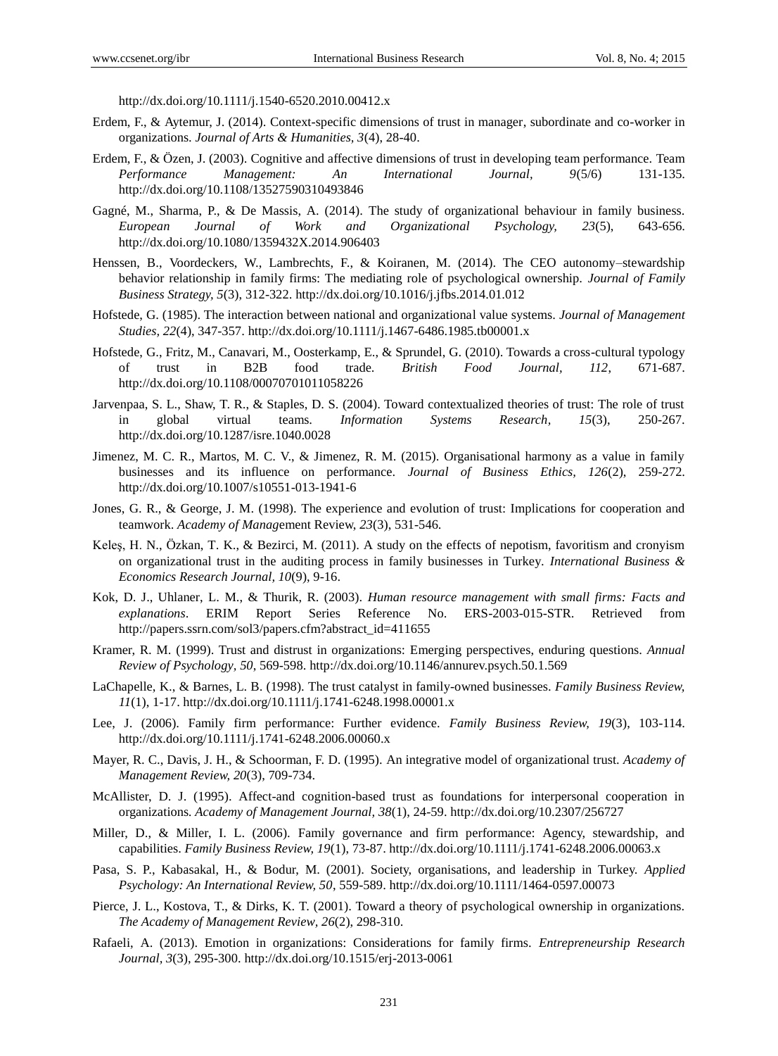http://dx.doi.org/10.1111/j.1540-6520.2010.00412.x

Erdem, F., & Aytemur, J. (2014). Context-specific dimensions of trust in manager, subordinate and co-worker in organizations. *Journal of Arts & Humanities, 3*(4), 28-40.

Erdem, F., & Özen, J. (2003). Cognitive and affective dimensions of trust in developing team performance. Team *Performance Management: An International Journal, 9*(5/6) 131-135. http://dx.doi.org/10.1108/13527590310493846

Gagné, M., Sharma, P., & De Massis, A. (2014). The study of organizational behaviour in family business. *European Journal of Work and Organizational Psychology, 23*(5), 643-656. http://dx.doi.org/10.1080/1359432X.2014.906403

Henssen, B., Voordeckers, W., Lambrechts, F., & Koiranen, M. (2014). The CEO autonomy–stewardship behavior relationship in family firms: The mediating role of psychological ownership. *Journal of Family Business Strategy, 5*(3), 312-322. http://dx.doi.org/10.1016/j.jfbs.2014.01.012

Hofstede, G. (1985). The interaction between national and organizational value systems. *Journal of Management Studies, 22*(4), 347-357. http://dx.doi.org/10.1111/j.1467-6486.1985.tb00001.x

Hofstede, G., Fritz, M., Canavari, M., Oosterkamp, E., & Sprundel, G. (2010). Towards a cross-cultural typology of trust in B2B food trade. *British Food Journal, 112*, 671-687. http://dx.doi.org/10.1108/00070701011058226

Jarvenpaa, S. L., Shaw, T. R., & Staples, D. S. (2004). Toward contextualized theories of trust: The role of trust in global virtual teams. *Information Systems Research, 15*(3), 250-267. http://dx.doi.org/10.1287/isre.1040.0028

Jimenez, M. C. R., Martos, M. C. V., & Jimenez, R. M. (2015). Organisational harmony as a value in family businesses and its influence on performance. *Journal of Business Ethics, 126*(2), 259-272. http://dx.doi.org/10.1007/s10551-013-1941-6

Jones, G. R., & George, J. M. (1998). The experience and evolution of trust: Implications for cooperation and teamwork. *Academy of Manag*ement Review, *23*(3), 531-546.

Keleş, H. N., Özkan, T. K., & Bezirci, M. (2011). A study on the effects of nepotism, favoritism and cronyism on organizational trust in the auditing process in family businesses in Turkey. *International Business & Economics Research Journal, 10*(9), 9-16.

Kok, D. J., Uhlaner, L. M., & Thurik, R. (2003). *Human resource management with small firms: Facts and explanations*. ERIM Report Series Reference No. ERS-2003-015-STR. Retrieved from http://papers.ssrn.com/sol3/papers.cfm?abstract_id=411655

Kramer, R. M. (1999). Trust and distrust in organizations: Emerging perspectives, enduring questions. *Annual Review of Psychology, 50*, 569-598. http://dx.doi.org/10.1146/annurev.psych.50.1.569

LaChapelle, K., & Barnes, L. B. (1998). The trust catalyst in family-owned businesses. *Family Business Review, 11*(1), 1-17. http://dx.doi.org/10.1111/j.1741-6248.1998.00001.x

Lee, J. (2006). Family firm performance: Further evidence. *Family Business Review, 19*(3), 103-114. http://dx.doi.org/10.1111/j.1741-6248.2006.00060.x

Mayer, R. C., Davis, J. H., & Schoorman, F. D. (1995). An integrative model of organizational trust. *Academy of Management Review, 20*(3), 709-734.

McAllister, D. J. (1995). Affect-and cognition-based trust as foundations for interpersonal cooperation in organizations. *Academy of Management Journal, 38*(1), 24-59. http://dx.doi.org/10.2307/256727

Miller, D., & Miller, I. L. (2006). Family governance and firm performance: Agency, stewardship, and capabilities. *Family Business Review, 19*(1), 73-87. http://dx.doi.org/10.1111/j.1741-6248.2006.00063.x

Pasa, S. P., Kabasakal, H., & Bodur, M. (2001). Society, organisations, and leadership in Turkey. *Applied Psychology: An International Review, 50*, 559-589. http://dx.doi.org/10.1111/1464-0597.00073

Pierce, J. L., Kostova, T., & Dirks, K. T. (2001). Toward a theory of psychological ownership in organizations. *The Academy of Management Review, 26*(2), 298-310.

Rafaeli, A. (2013). Emotion in organizations: Considerations for family firms. *Entrepreneurship Research Journal, 3*(3), 295-300. http://dx.doi.org/10.1515/erj-2013-0061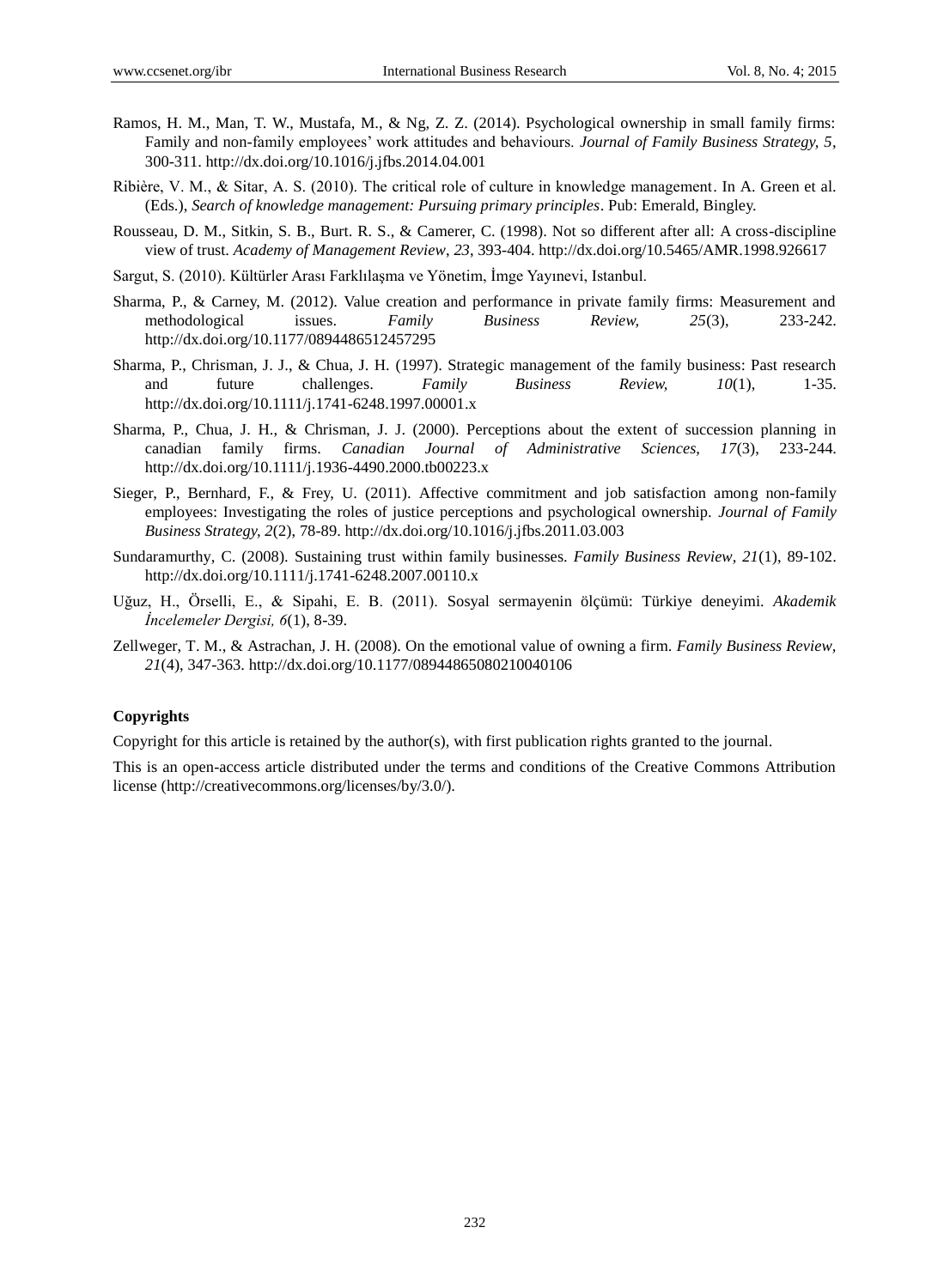Ramos, H. M., Man, T. W., Mustafa, M., & Ng, Z. Z. (2014). Psychological ownership in small family firms: Family and non-family employees' work attitudes and behaviours. *Journal of Family Business Strategy, 5*, 300-311. http://dx.doi.org/10.1016/j.jfbs.2014.04.001

Ribière, V. M., & Sitar, A. S. (2010). The critical role of culture in knowledge management. In A. Green et al. (Eds.), *Search of knowledge management: Pursuing primary principles*. Pub: Emerald, Bingley.

Rousseau, D. M., Sitkin, S. B., Burt. R. S., & Camerer, C. (1998). Not so different after all: A cross-discipline view of trust. *Academy of Management Review*, *23*, 393-404. http://dx.doi.org/10.5465/AMR.1998.926617

Sargut, S. (2010). Kültürler Arası Farklılaşma ve Yönetim, İmge Yayınevi, Istanbul.

Sharma, P., & Carney, M. (2012). Value creation and performance in private family firms: Measurement and methodological issues. *Family Business Review, 25*(3), 233-242. http://dx.doi.org/10.1177/0894486512457295

Sharma, P., Chrisman, J. J., & Chua, J. H. (1997). Strategic management of the family business: Past research and future challenges. *Family Business Review, 10*(1), 1-35. http://dx.doi.org/10.1111/j.1741-6248.1997.00001.x

Sharma, P., Chua, J. H., & Chrisman, J. J. (2000). Perceptions about the extent of succession planning in canadian family firms. *Canadian Journal of Administrative Sciences, 17*(3), 233-244. http://dx.doi.org/10.1111/j.1936-4490.2000.tb00223.x

Sieger, P., Bernhard, F., & Frey, U. (2011). Affective commitment and job satisfaction among non-family employees: Investigating the roles of justice perceptions and psychological ownership. *Journal of Family Business Strategy, 2*(2), 78-89. http://dx.doi.org/10.1016/j.jfbs.2011.03.003

Sundaramurthy, C. (2008). Sustaining trust within family businesses. *Family Business Review, 21*(1), 89-102. http://dx.doi.org/10.1111/j.1741-6248.2007.00110.x

Uğuz, H., Örselli, E., & Sipahi, E. B. (2011). Sosyal sermayenin ölçümü: Türkiye deneyimi. *Akademik İncelemeler Dergisi, 6*(1), 8-39.

Zellweger, T. M., & Astrachan, J. H. (2008). On the emotional value of owning a firm. *Family Business Review, 21*(4), 347-363. http://dx.doi.org/10.1177/08944865080210040106

## Copyrights

Copyright for this article is retained by the author(s), with first publication rights granted to the journal.

This is an open-access article distributed under the terms and conditions of the Creative Commons Attribution license (http://creativecommons.org/licenses/by/3.0/).